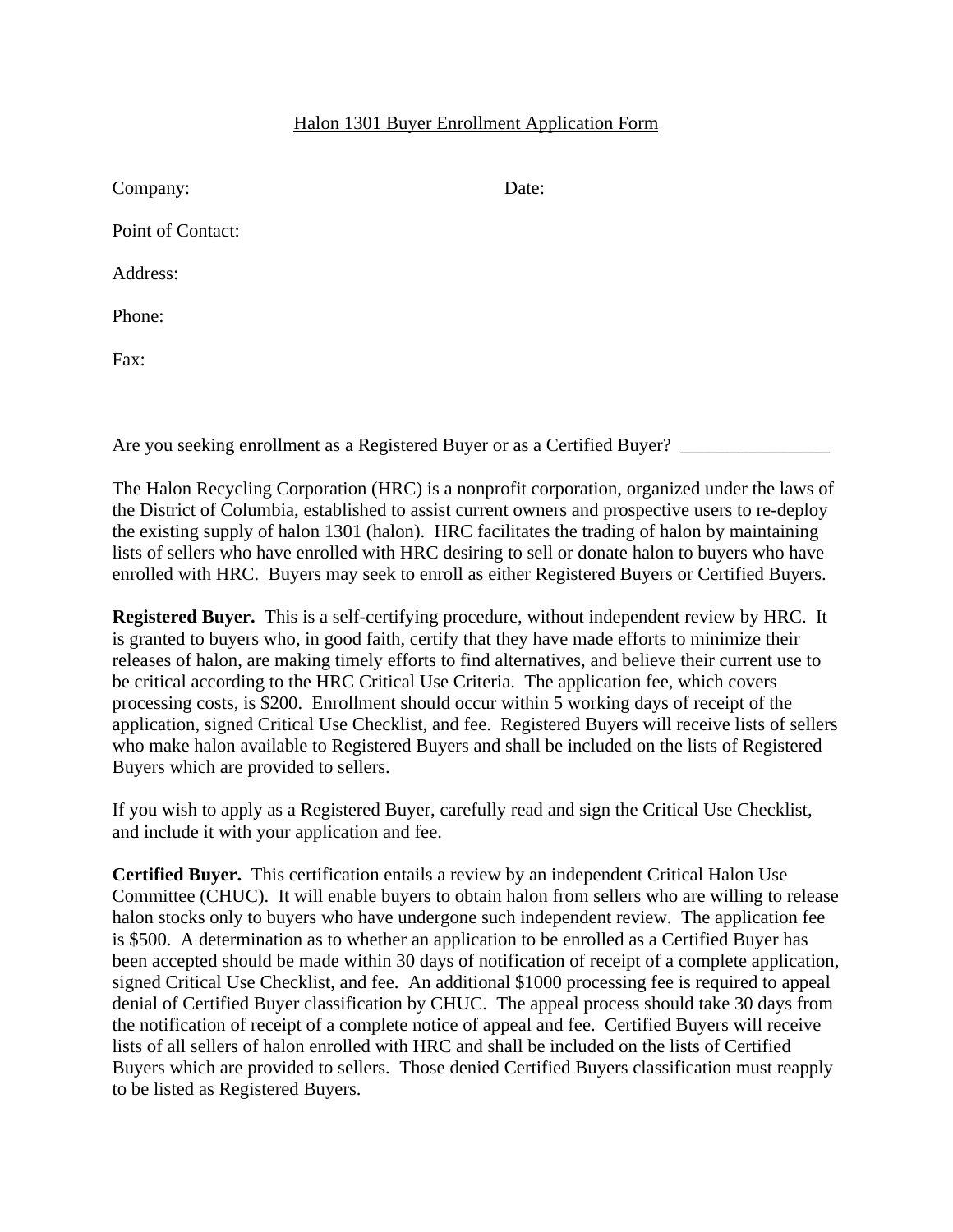# Halon 1301 Buyer Enrollment Application Form

Company: Date:

Point of Contact:

Address:

Phone:

Fax:

Are you seeking enrollment as a Registered Buyer or as a Certified Buyer? ________________

The Halon Recycling Corporation (HRC) is a nonprofit corporation, organized under the laws of the District of Columbia, established to assist current owners and prospective users to re-deploy the existing supply of halon 1301 (halon). HRC facilitates the trading of halon by maintaining lists of sellers who have enrolled with HRC desiring to sell or donate halon to buyers who have enrolled with HRC. Buyers may seek to enroll as either Registered Buyers or Certified Buyers.

**Registered Buyer.** This is a self-certifying procedure, without independent review by HRC. It is granted to buyers who, in good faith, certify that they have made efforts to minimize their releases of halon, are making timely efforts to find alternatives, and believe their current use to be critical according to the HRC Critical Use Criteria. The application fee, which covers processing costs, is $200. Enrollment should occur within 5 working days of receipt of the application, signed Critical Use Checklist, and fee. Registered Buyers will receive lists of sellers who make halon available to Registered Buyers and shall be included on the lists of Registered Buyers which are provided to sellers.

If you wish to apply as a Registered Buyer, carefully read and sign the Critical Use Checklist, and include it with your application and fee.

**Certified Buyer.** This certification entails a review by an independent Critical Halon Use Committee (CHUC). It will enable buyers to obtain halon from sellers who are willing to release halon stocks only to buyers who have undergone such independent review. The application fee is $500. A determination as to whether an application to be enrolled as a Certified Buyer has been accepted should be made within 30 days of notification of receipt of a complete application, signed Critical Use Checklist, and fee. An additional $1000 processing fee is required to appeal denial of Certified Buyer classification by CHUC. The appeal process should take 30 days from the notification of receipt of a complete notice of appeal and fee. Certified Buyers will receive lists of all sellers of halon enrolled with HRC and shall be included on the lists of Certified Buyers which are provided to sellers. Those denied Certified Buyers classification must reapply to be listed as Registered Buyers.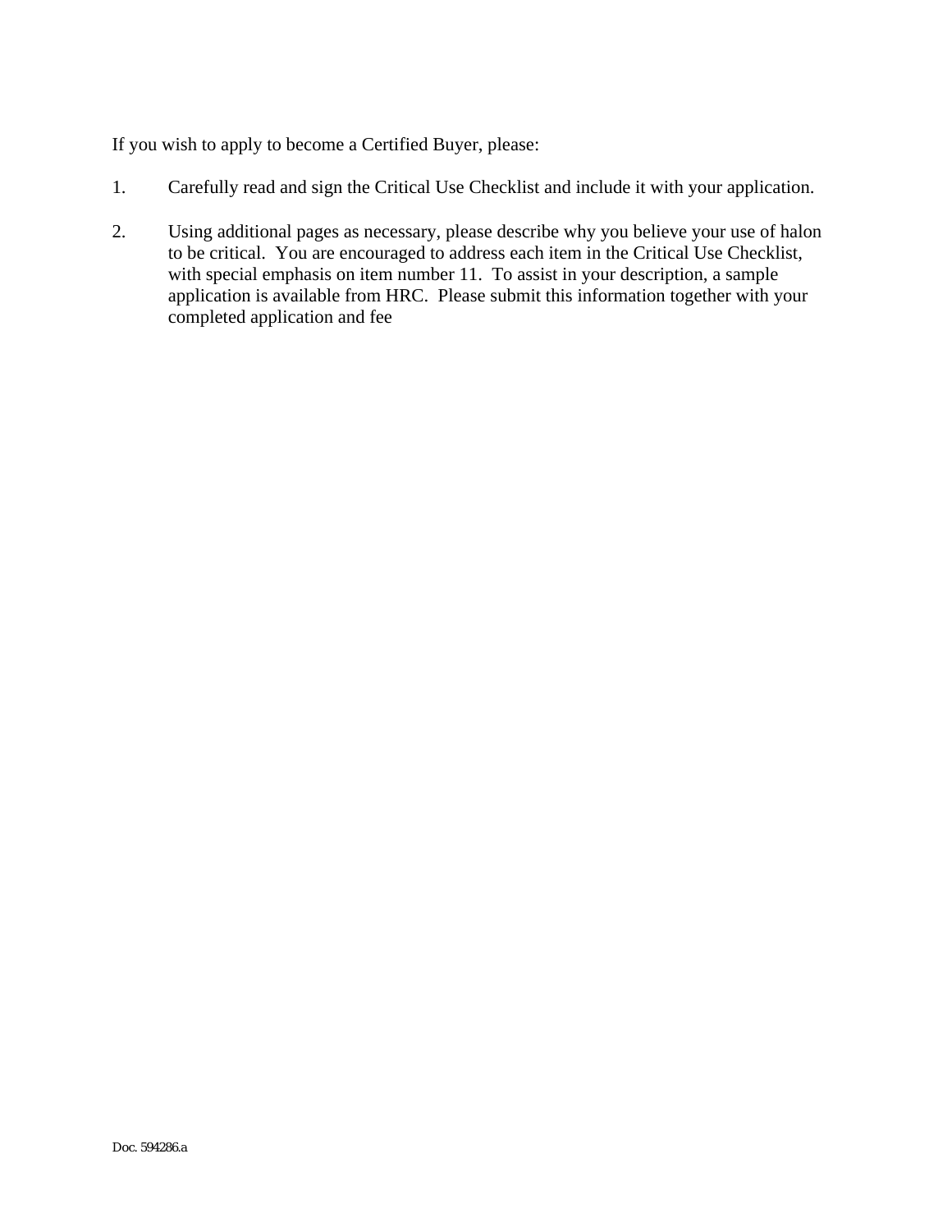If you wish to apply to become a Certified Buyer, please:

1. Carefully read and sign the Critical Use Checklist and include it with your application.

2. Using additional pages as necessary, please describe why you believe your use of halon to be critical. You are encouraged to address each item in the Critical Use Checklist, with special emphasis on item number 11. To assist in your description, a sample application is available from HRC. Please submit this information together with your completed application and fee

Doc. 594286.a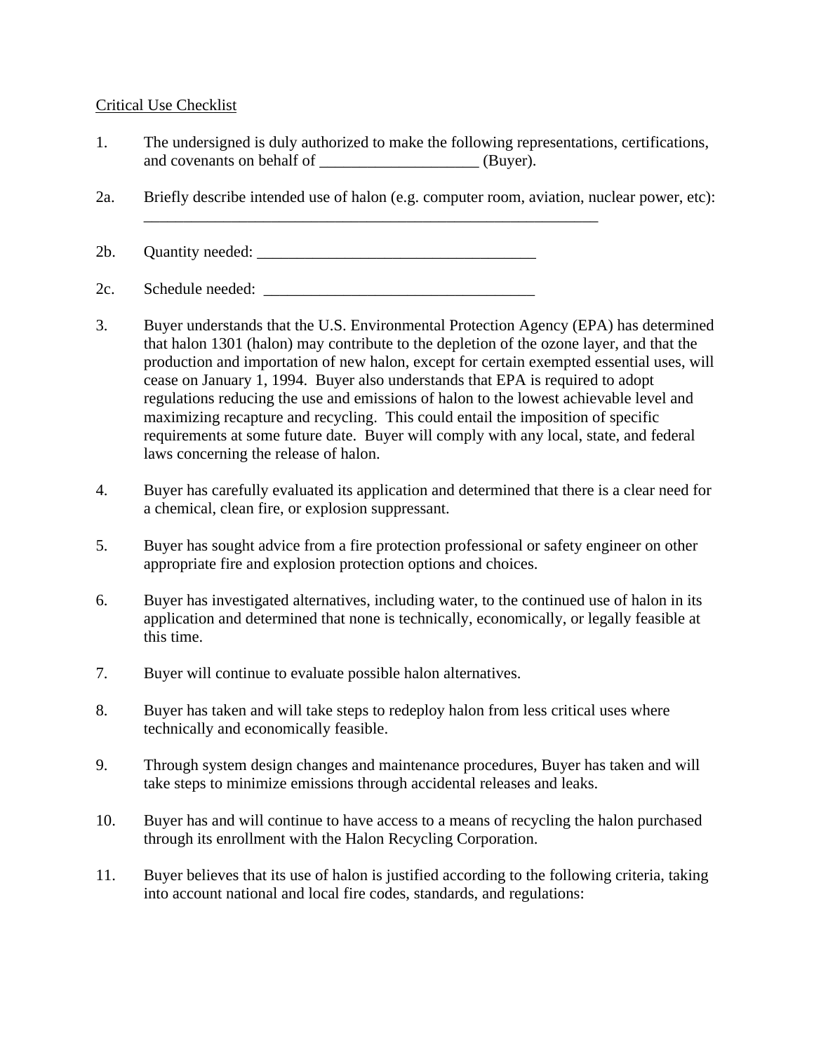Critical Use Checklist

1. The undersigned is duly authorized to make the following representations, certifications, and covenants on behalf of ____________________ (Buyer).

2a. Briefly describe intended use of halon (e.g. computer room, aviation, nuclear power, etc): ____________________________________________________________

2b. Quantity needed: ____________________________________

2c. Schedule needed: ___________________________________

3. Buyer understands that the U.S. Environmental Protection Agency (EPA) has determined that halon 1301 (halon) may contribute to the depletion of the ozone layer, and that the production and importation of new halon, except for certain exempted essential uses, will cease on January 1, 1994. Buyer also understands that EPA is required to adopt regulations reducing the use and emissions of halon to the lowest achievable level and maximizing recapture and recycling. This could entail the imposition of specific requirements at some future date. Buyer will comply with any local, state, and federal laws concerning the release of halon.

4. Buyer has carefully evaluated its application and determined that there is a clear need for a chemical, clean fire, or explosion suppressant.

5. Buyer has sought advice from a fire protection professional or safety engineer on other appropriate fire and explosion protection options and choices.

6. Buyer has investigated alternatives, including water, to the continued use of halon in its application and determined that none is technically, economically, or legally feasible at this time.

7. Buyer will continue to evaluate possible halon alternatives.

8. Buyer has taken and will take steps to redeploy halon from less critical uses where technically and economically feasible.

9. Through system design changes and maintenance procedures, Buyer has taken and will take steps to minimize emissions through accidental releases and leaks.

10. Buyer has and will continue to have access to a means of recycling the halon purchased through its enrollment with the Halon Recycling Corporation.

11. Buyer believes that its use of halon is justified according to the following criteria, taking into account national and local fire codes, standards, and regulations: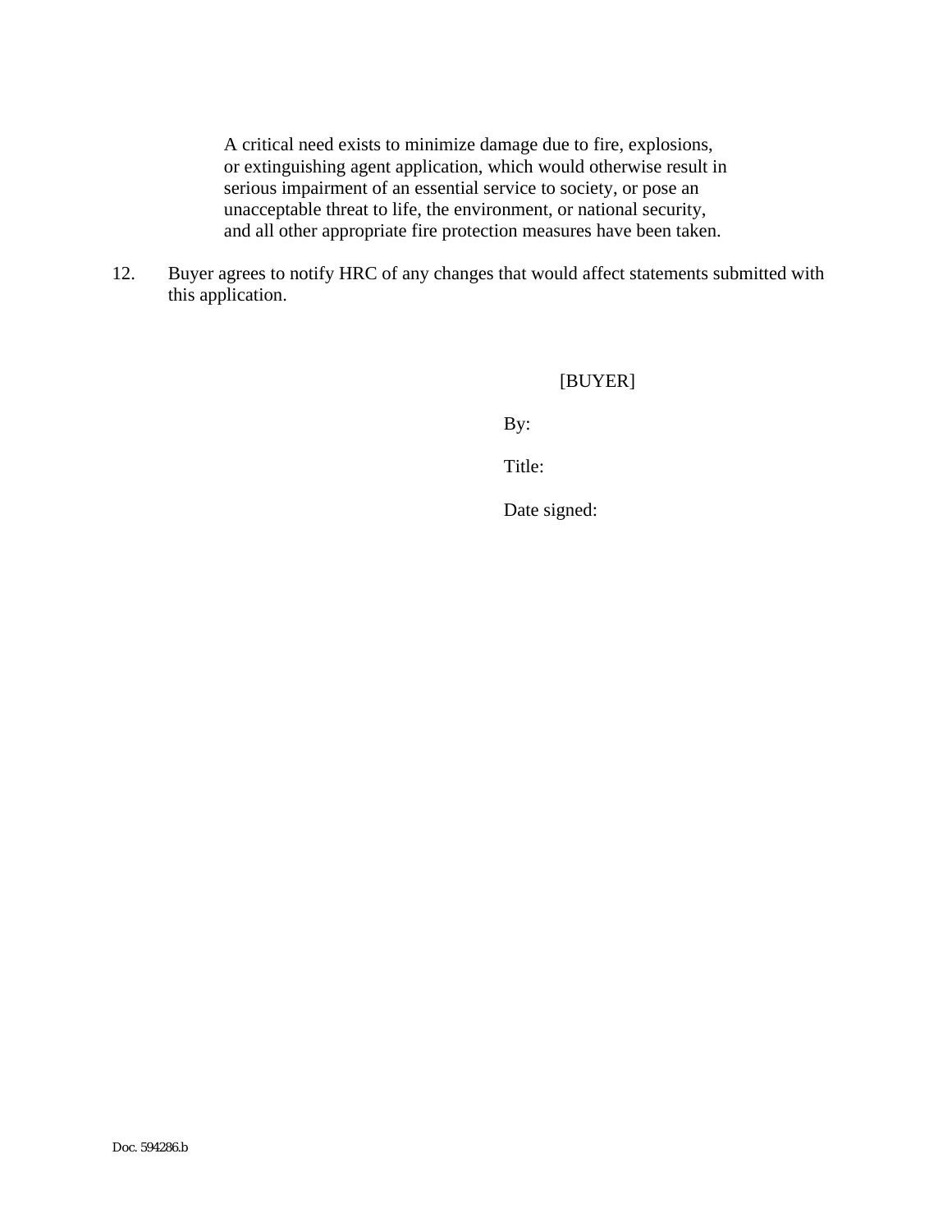> A critical need exists to minimize damage due to fire, explosions, or extinguishing agent application, which would otherwise result in serious impairment of an essential service to society, or pose an unacceptable threat to life, the environment, or national security, and all other appropriate fire protection measures have been taken.

12. Buyer agrees to notify HRC of any changes that would affect statements submitted with this application.

[BUYER]

By:

Title:

Date signed:

Doc. 594286.b